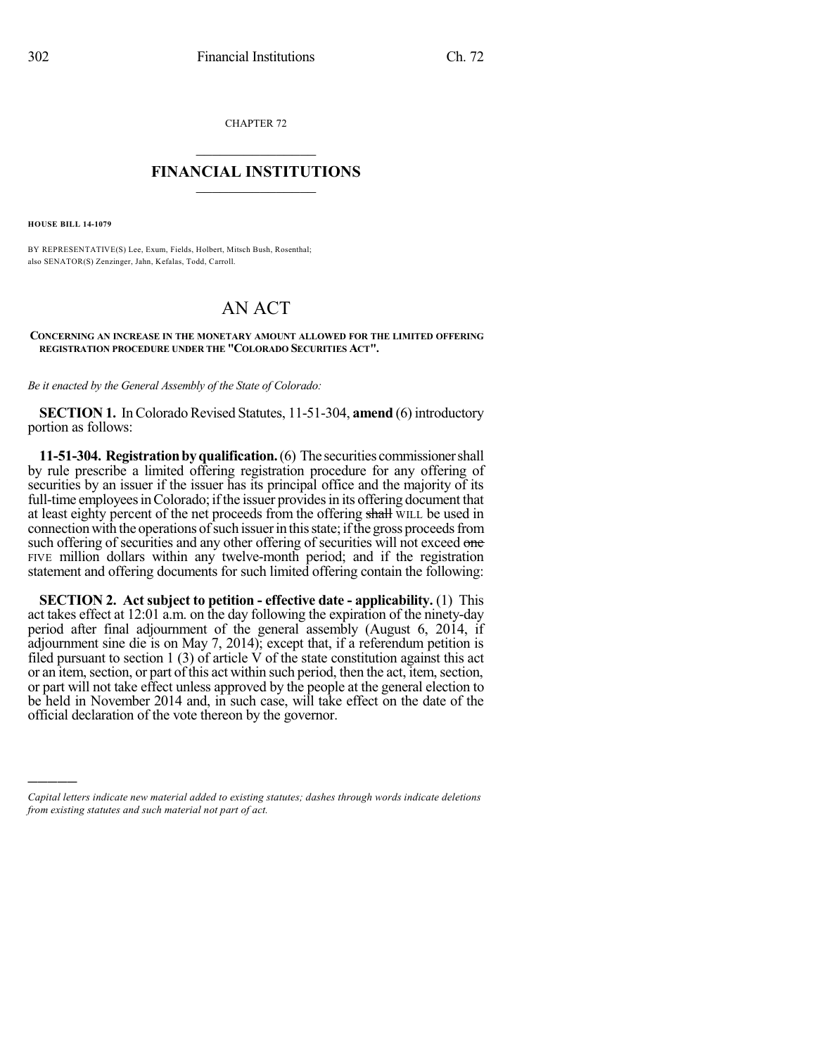CHAPTER 72

# FINANCIAL INSTITUTIONS

**HOUSE BILL 14-1079**

BY REPRESENTATIVE(S) Lee, Exum, Fields, Holbert, Mitsch Bush, Rosenthal; also SENATOR(S) Zenzinger, Jahn, Kefalas, Todd, Carroll.

# AN ACT

**CONCERNING AN INCREASE IN THE MONETARY AMOUNT ALLOWED FOR THE LIMITED OFFERING REGISTRATION PROCEDURE UNDER THE "COLORADO SECURITIES ACT".**

*Be it enacted by the General Assembly of the State of Colorado:*

**SECTION 1.** In Colorado Revised Statutes, 11-51-304, **amend** (6) introductory portion as follows:

**11-51-304. Registration by qualification.** (6) The securities commissioner shall by rule prescribe a limited offering registration procedure for any offering of securities by an issuer if the issuer has its principal office and the majority of its full-time employees in Colorado; if the issuer provides in its offering document that at least eighty percent of the net proceeds from the offering ~~shall~~ WILL be used in connection with the operations of such issuer in this state; if the gross proceeds from such offering of securities and any other offering of securities will not exceed ~~one~~ FIVE million dollars within any twelve-month period; and if the registration statement and offering documents for such limited offering contain the following:

**SECTION 2. Act subject to petition - effective date - applicability.** (1) This act takes effect at 12:01 a.m. on the day following the expiration of the ninety-day period after final adjournment of the general assembly (August 6, 2014, if adjournment sine die is on May 7, 2014); except that, if a referendum petition is filed pursuant to section 1 (3) of article V of the state constitution against this act or an item, section, or part of this act within such period, then the act, item, section, or part will not take effect unless approved by the people at the general election to be held in November 2014 and, in such case, will take effect on the date of the official declaration of the vote thereon by the governor.

---

*Capital letters indicate new material added to existing statutes; dashes through words indicate deletions from existing statutes and such material not part of act.*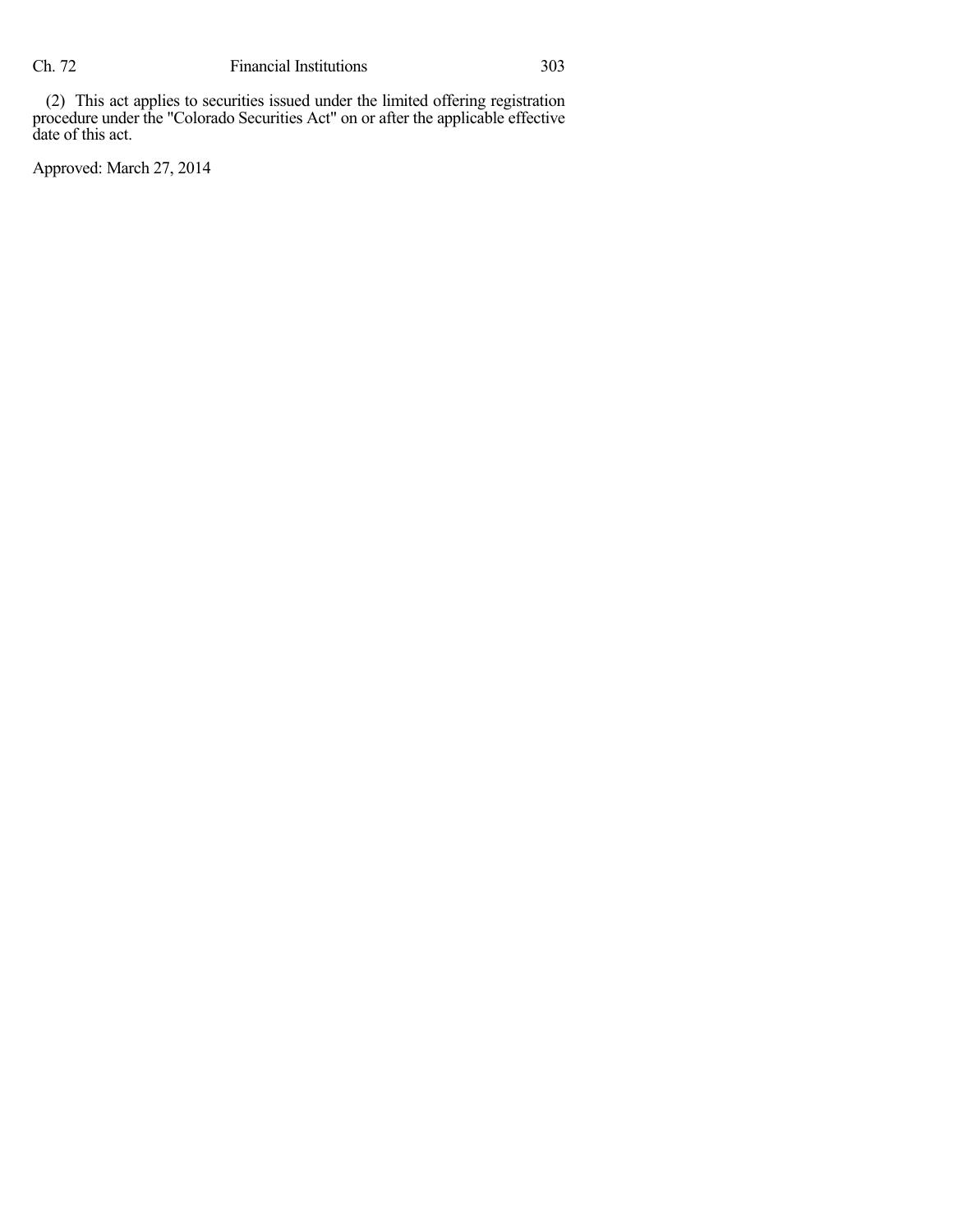(2) This act applies to securities issued under the limited offering registration procedure under the "Colorado Securities Act" on or after the applicable effective date of this act.

Approved: March 27, 2014